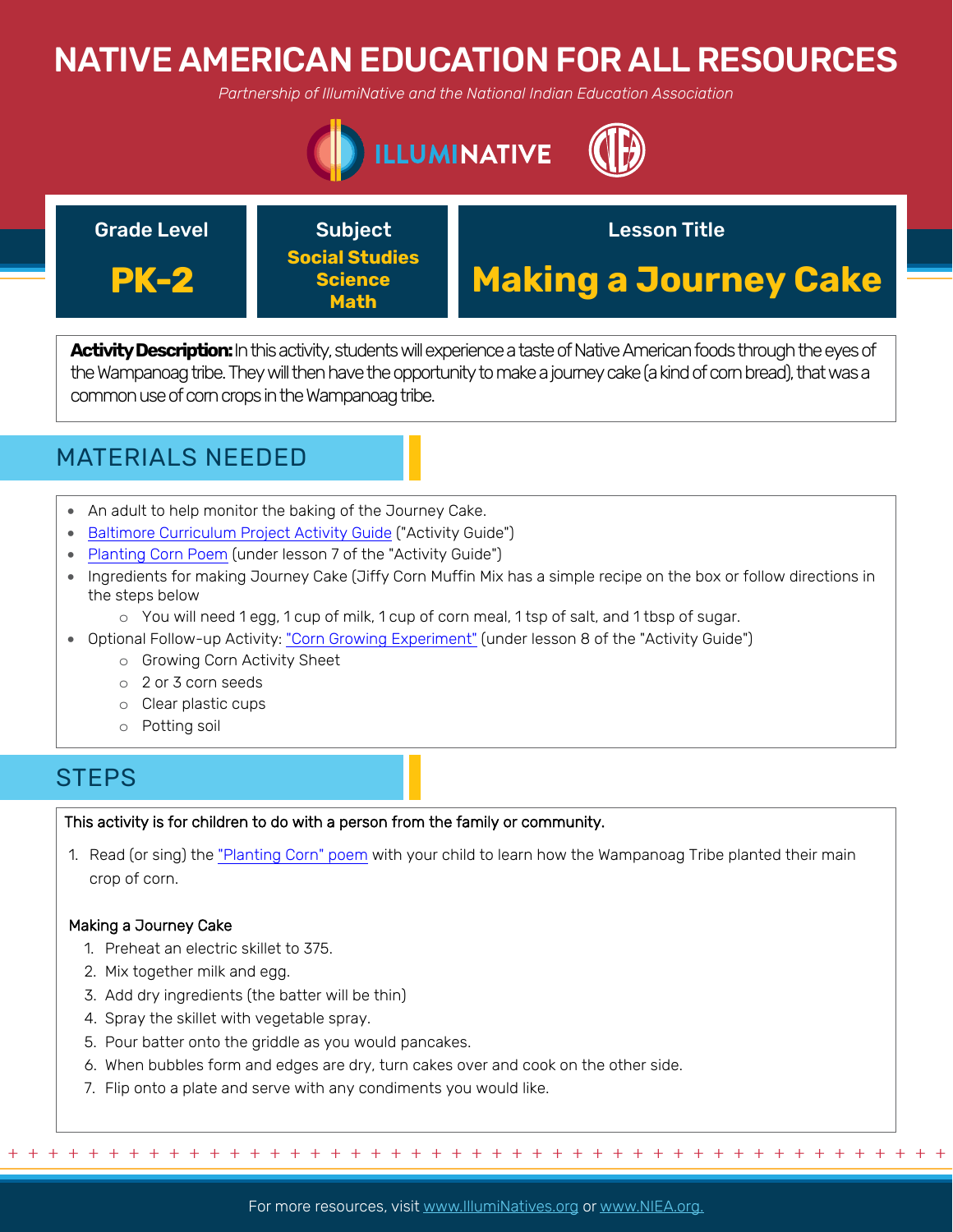# NATIVE AMERICAN EDUCATION FOR ALL RESOURCES

*Partnership of IllumiNative and the National Indian Education Association*

| Grade Level | Subject | Lesson Title |
|---|---|---|
| **PK-2** | **Social Studies**<br>**Science**<br>**Math** | **Making a Journey Cake** |

**Activity Description:** In this activity, students will experience a taste of Native American foods through the eyes of the Wampanoag tribe. They will then have the opportunity to make a journey cake (a kind of corn bread), that was a common use of corn crops in the Wampanoag tribe.

## MATERIALS NEEDED

- An adult to help monitor the baking of the Journey Cake.
- Baltimore Curriculum Project Activity Guide ("Activity Guide")
- Planting Corn Poem (under lesson 7 of the "Activity Guide")
- Ingredients for making Journey Cake (Jiffy Corn Muffin Mix has a simple recipe on the box or follow directions in the steps below
  - You will need 1 egg, 1 cup of milk, 1 cup of corn meal, 1 tsp of salt, and 1 tbsp of sugar.
- Optional Follow-up Activity: "Corn Growing Experiment" (under lesson 8 of the "Activity Guide")
  - Growing Corn Activity Sheet
  - 2 or 3 corn seeds
  - Clear plastic cups
  - Potting soil

## STEPS

This activity is for children to do with a person from the family or community.

1. Read (or sing) the "Planting Corn" poem with your child to learn how the Wampanoag Tribe planted their main crop of corn.

Making a Journey Cake

1. Preheat an electric skillet to 375.
2. Mix together milk and egg.
3. Add dry ingredients (the batter will be thin)
4. Spray the skillet with vegetable spray.
5. Pour batter onto the griddle as you would pancakes.
6. When bubbles form and edges are dry, turn cakes over and cook on the other side.
7. Flip onto a plate and serve with any condiments you would like.

For more resources, visit www.IllumiNatives.org or www.NIEA.org.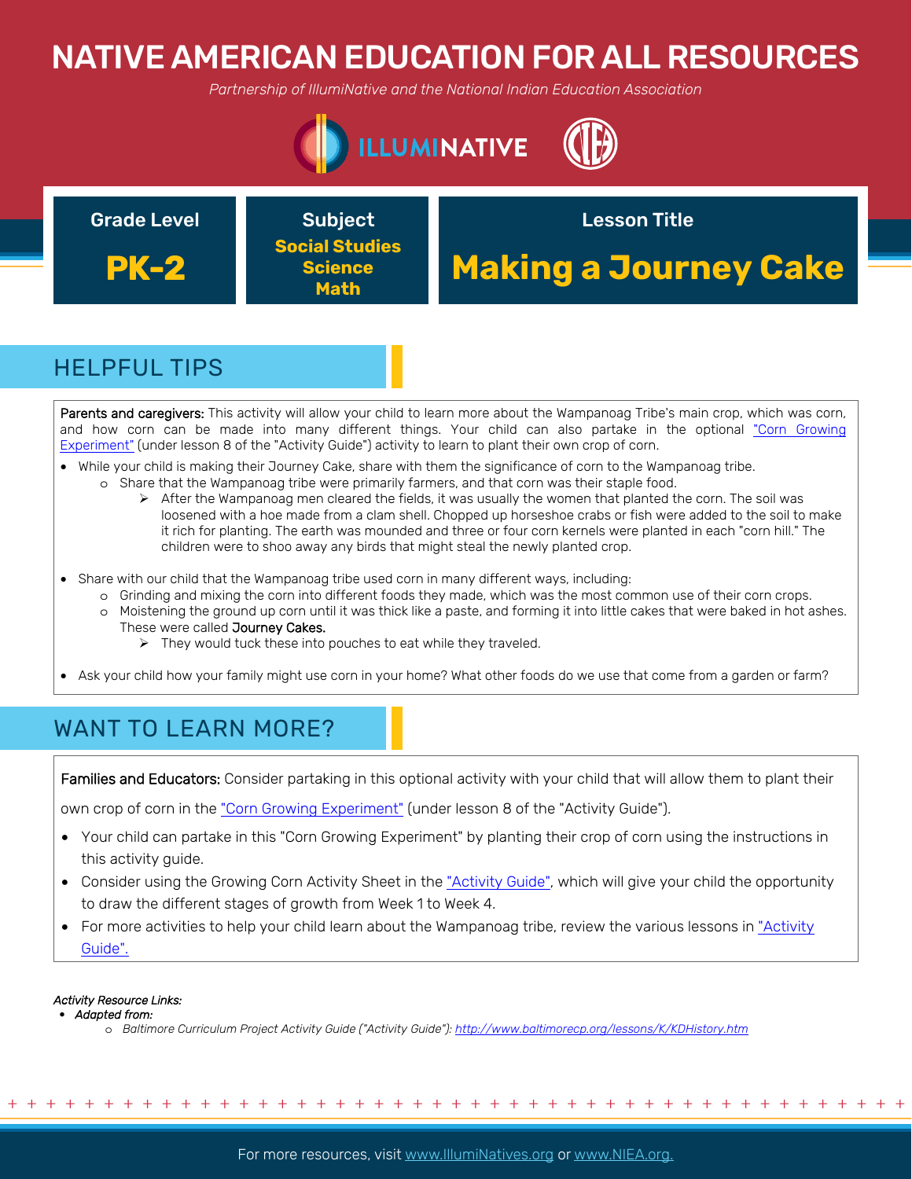# NATIVE AMERICAN EDUCATION FOR ALL RESOURCES

*Partnership of IllumiNative and the National Indian Education Association*

| Grade Level | Subject | Lesson Title |
|---|---|---|
| **PK-2** | **Social Studies**<br>**Science**<br>**Math** | **Making a Journey Cake** |

## HELPFUL TIPS

Parents and caregivers: This activity will allow your child to learn more about the Wampanoag Tribe's main crop, which was corn, and how corn can be made into many different things. Your child can also partake in the optional "Corn Growing Experiment" (under lesson 8 of the "Activity Guide") activity to learn to plant their own crop of corn.

- While your child is making their Journey Cake, share with them the significance of corn to the Wampanoag tribe.
  - Share that the Wampanoag tribe were primarily farmers, and that corn was their staple food.
    - After the Wampanoag men cleared the fields, it was usually the women that planted the corn. The soil was loosened with a hoe made from a clam shell. Chopped up horseshoe crabs or fish were added to the soil to make it rich for planting. The earth was mounded and three or four corn kernels were planted in each "corn hill." The children were to shoo away any birds that might steal the newly planted crop.
- Share with our child that the Wampanoag tribe used corn in many different ways, including:
  - Grinding and mixing the corn into different foods they made, which was the most common use of their corn crops.
  - Moistening the ground up corn until it was thick like a paste, and forming it into little cakes that were baked in hot ashes. These were called Journey Cakes.
    - They would tuck these into pouches to eat while they traveled.
- Ask your child how your family might use corn in your home? What other foods do we use that come from a garden or farm?

## WANT TO LEARN MORE?

Families and Educators: Consider partaking in this optional activity with your child that will allow them to plant their own crop of corn in the "Corn Growing Experiment" (under lesson 8 of the "Activity Guide").

- Your child can partake in this "Corn Growing Experiment" by planting their crop of corn using the instructions in this activity guide.
- Consider using the Growing Corn Activity Sheet in the "Activity Guide", which will give your child the opportunity to draw the different stages of growth from Week 1 to Week 4.
- For more activities to help your child learn about the Wampanoag tribe, review the various lessons in "Activity Guide".

*Activity Resource Links:*

- *Adapted from:*
  - *Baltimore Curriculum Project Activity Guide ("Activity Guide"): http://www.baltimorecp.org/lessons/K/KDHistory.htm*

For more resources, visit www.IlluMiNatives.org or www.NIEA.org.